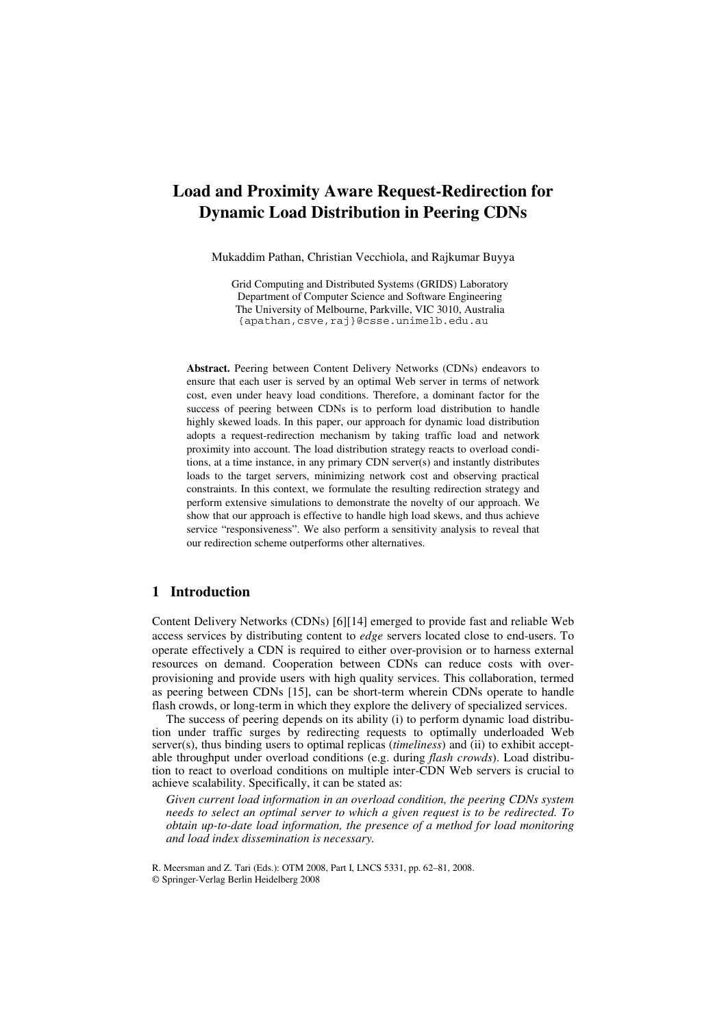# Load and Proximity Aware Request-Redirection for Dynamic Load Distribution in Peering CDNs

Mukaddim Pathan, Christian Vecchiola, and Rajkumar Buyya

Grid Computing and Distributed Systems (GRIDS) Laboratory
Department of Computer Science and Software Engineering
The University of Melbourne, Parkville, VIC 3010, Australia
{apathan,csve,raj}@csse.unimelb.edu.au

**Abstract.** Peering between Content Delivery Networks (CDNs) endeavors to ensure that each user is served by an optimal Web server in terms of network cost, even under heavy load conditions. Therefore, a dominant factor for the success of peering between CDNs is to perform load distribution to handle highly skewed loads. In this paper, our approach for dynamic load distribution adopts a request-redirection mechanism by taking traffic load and network proximity into account. The load distribution strategy reacts to overload conditions, at a time instance, in any primary CDN server(s) and instantly distributes loads to the target servers, minimizing network cost and observing practical constraints. In this context, we formulate the resulting redirection strategy and perform extensive simulations to demonstrate the novelty of our approach. We show that our approach is effective to handle high load skews, and thus achieve service "responsiveness". We also perform a sensitivity analysis to reveal that our redirection scheme outperforms other alternatives.

## 1 Introduction

Content Delivery Networks (CDNs) [6][14] emerged to provide fast and reliable Web access services by distributing content to *edge* servers located close to end-users. To operate effectively a CDN is required to either over-provision or to harness external resources on demand. Cooperation between CDNs can reduce costs with over-provisioning and provide users with high quality services. This collaboration, termed as peering between CDNs [15], can be short-term wherein CDNs operate to handle flash crowds, or long-term in which they explore the delivery of specialized services.

The success of peering depends on its ability (i) to perform dynamic load distribution under traffic surges by redirecting requests to optimally underloaded Web server(s), thus binding users to optimal replicas (*timeliness*) and (ii) to exhibit acceptable throughput under overload conditions (e.g. during *flash crowds*). Load distribution to react to overload conditions on multiple inter-CDN Web servers is crucial to achieve scalability. Specifically, it can be stated as:

*Given current load information in an overload condition, the peering CDNs system needs to select an optimal server to which a given request is to be redirected. To obtain up-to-date load information, the presence of a method for load monitoring and load index dissemination is necessary.*

R. Meersman and Z. Tari (Eds.): OTM 2008, Part I, LNCS 5331, pp. 62–81, 2008.
© Springer-Verlag Berlin Heidelberg 2008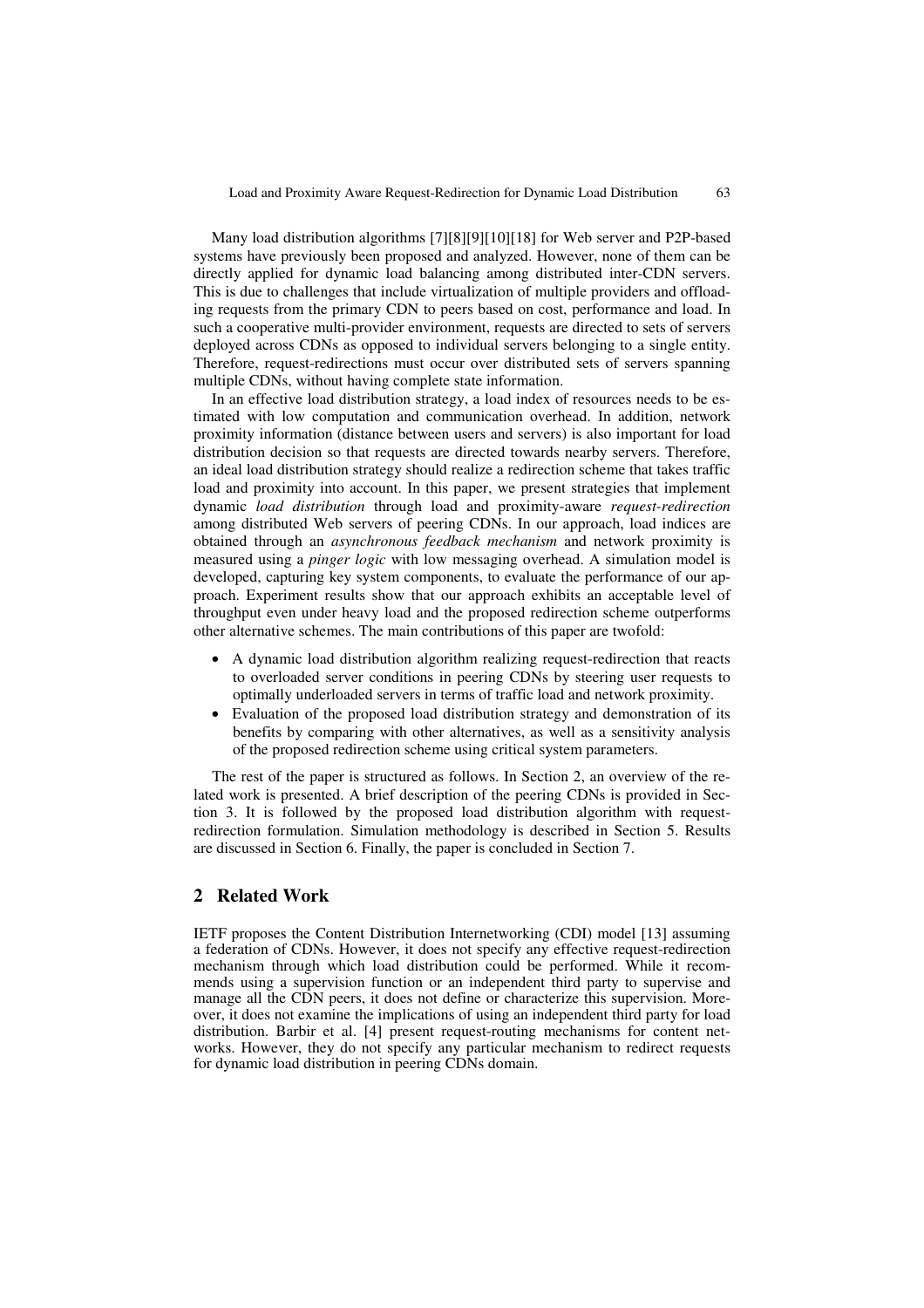Many load distribution algorithms [7][8][9][10][18] for Web server and P2P-based systems have previously been proposed and analyzed. However, none of them can be directly applied for dynamic load balancing among distributed inter-CDN servers. This is due to challenges that include virtualization of multiple providers and offloading requests from the primary CDN to peers based on cost, performance and load. In such a cooperative multi-provider environment, requests are directed to sets of servers deployed across CDNs as opposed to individual servers belonging to a single entity. Therefore, request-redirections must occur over distributed sets of servers spanning multiple CDNs, without having complete state information.

In an effective load distribution strategy, a load index of resources needs to be estimated with low computation and communication overhead. In addition, network proximity information (distance between users and servers) is also important for load distribution decision so that requests are directed towards nearby servers. Therefore, an ideal load distribution strategy should realize a redirection scheme that takes traffic load and proximity into account. In this paper, we present strategies that implement dynamic *load distribution* through load and proximity-aware *request-redirection* among distributed Web servers of peering CDNs. In our approach, load indices are obtained through an *asynchronous feedback mechanism* and network proximity is measured using a *pinger logic* with low messaging overhead. A simulation model is developed, capturing key system components, to evaluate the performance of our approach. Experiment results show that our approach exhibits an acceptable level of throughput even under heavy load and the proposed redirection scheme outperforms other alternative schemes. The main contributions of this paper are twofold:

- A dynamic load distribution algorithm realizing request-redirection that reacts to overloaded server conditions in peering CDNs by steering user requests to optimally underloaded servers in terms of traffic load and network proximity.
- Evaluation of the proposed load distribution strategy and demonstration of its benefits by comparing with other alternatives, as well as a sensitivity analysis of the proposed redirection scheme using critical system parameters.

The rest of the paper is structured as follows. In Section 2, an overview of the related work is presented. A brief description of the peering CDNs is provided in Section 3. It is followed by the proposed load distribution algorithm with request-redirection formulation. Simulation methodology is described in Section 5. Results are discussed in Section 6. Finally, the paper is concluded in Section 7.

## 2 Related Work

IETF proposes the Content Distribution Internetworking (CDI) model [13] assuming a federation of CDNs. However, it does not specify any effective request-redirection mechanism through which load distribution could be performed. While it recommends using a supervision function or an independent third party to supervise and manage all the CDN peers, it does not define or characterize this supervision. Moreover, it does not examine the implications of using an independent third party for load distribution. Barbir et al. [4] present request-routing mechanisms for content networks. However, they do not specify any particular mechanism to redirect requests for dynamic load distribution in peering CDNs domain.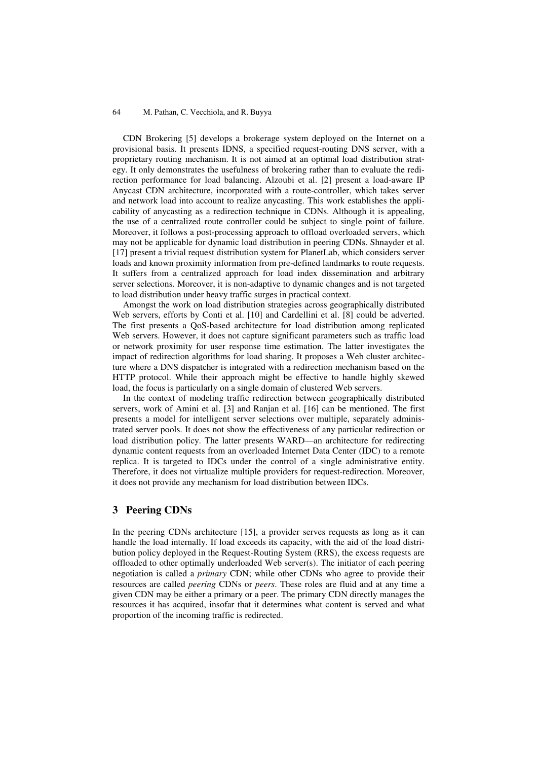CDN Brokering [5] develops a brokerage system deployed on the Internet on a provisional basis. It presents IDNS, a specified request-routing DNS server, with a proprietary routing mechanism. It is not aimed at an optimal load distribution strategy. It only demonstrates the usefulness of brokering rather than to evaluate the redirection performance for load balancing. Alzoubi et al. [2] present a load-aware IP Anycast CDN architecture, incorporated with a route-controller, which takes server and network load into account to realize anycasting. This work establishes the applicability of anycasting as a redirection technique in CDNs. Although it is appealing, the use of a centralized route controller could be subject to single point of failure. Moreover, it follows a post-processing approach to offload overloaded servers, which may not be applicable for dynamic load distribution in peering CDNs. Shnayder et al. [17] present a trivial request distribution system for PlanetLab, which considers server loads and known proximity information from pre-defined landmarks to route requests. It suffers from a centralized approach for load index dissemination and arbitrary server selections. Moreover, it is non-adaptive to dynamic changes and is not targeted to load distribution under heavy traffic surges in practical context.

Amongst the work on load distribution strategies across geographically distributed Web servers, efforts by Conti et al. [10] and Cardellini et al. [8] could be adverted. The first presents a QoS-based architecture for load distribution among replicated Web servers. However, it does not capture significant parameters such as traffic load or network proximity for user response time estimation. The latter investigates the impact of redirection algorithms for load sharing. It proposes a Web cluster architecture where a DNS dispatcher is integrated with a redirection mechanism based on the HTTP protocol. While their approach might be effective to handle highly skewed load, the focus is particularly on a single domain of clustered Web servers.

In the context of modeling traffic redirection between geographically distributed servers, work of Amini et al. [3] and Ranjan et al. [16] can be mentioned. The first presents a model for intelligent server selections over multiple, separately administrated server pools. It does not show the effectiveness of any particular redirection or load distribution policy. The latter presents WARD—an architecture for redirecting dynamic content requests from an overloaded Internet Data Center (IDC) to a remote replica. It is targeted to IDCs under the control of a single administrative entity. Therefore, it does not virtualize multiple providers for request-redirection. Moreover, it does not provide any mechanism for load distribution between IDCs.

## 3 Peering CDNs

In the peering CDNs architecture [15], a provider serves requests as long as it can handle the load internally. If load exceeds its capacity, with the aid of the load distribution policy deployed in the Request-Routing System (RRS), the excess requests are offloaded to other optimally underloaded Web server(s). The initiator of each peering negotiation is called a *primary* CDN; while other CDNs who agree to provide their resources are called *peering* CDNs or *peers*. These roles are fluid and at any time a given CDN may be either a primary or a peer. The primary CDN directly manages the resources it has acquired, insofar that it determines what content is served and what proportion of the incoming traffic is redirected.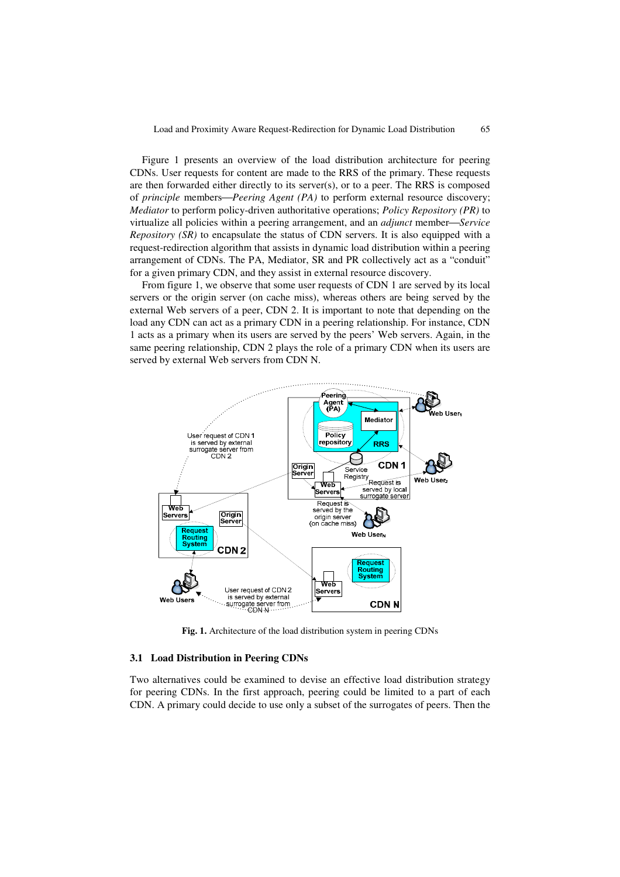Figure 1 presents an overview of the load distribution architecture for peering CDNs. User requests for content are made to the RRS of the primary. These requests are then forwarded either directly to its server(s), or to a peer. The RRS is composed of *principle* members—*Peering Agent (PA)* to perform external resource discovery; *Mediator* to perform policy-driven authoritative operations; *Policy Repository (PR)* to virtualize all policies within a peering arrangement, and an *adjunct* member—*Service Repository (SR)* to encapsulate the status of CDN servers. It is also equipped with a request-redirection algorithm that assists in dynamic load distribution within a peering arrangement of CDNs. The PA, Mediator, SR and PR collectively act as a "conduit" for a given primary CDN, and they assist in external resource discovery.

From figure 1, we observe that some user requests of CDN 1 are served by its local servers or the origin server (on cache miss), whereas others are being served by the external Web servers of a peer, CDN 2. It is important to note that depending on the load any CDN can act as a primary CDN in a peering relationship. For instance, CDN 1 acts as a primary when its users are served by the peers' Web servers. Again, in the same peering relationship, CDN 2 plays the role of a primary CDN when its users are served by external Web servers from CDN N.

**Fig. 1.** Architecture of the load distribution system in peering CDNs

### 3.1 Load Distribution in Peering CDNs

Two alternatives could be examined to devise an effective load distribution strategy for peering CDNs. In the first approach, peering could be limited to a part of each CDN. A primary could decide to use only a subset of the surrogates of peers. Then the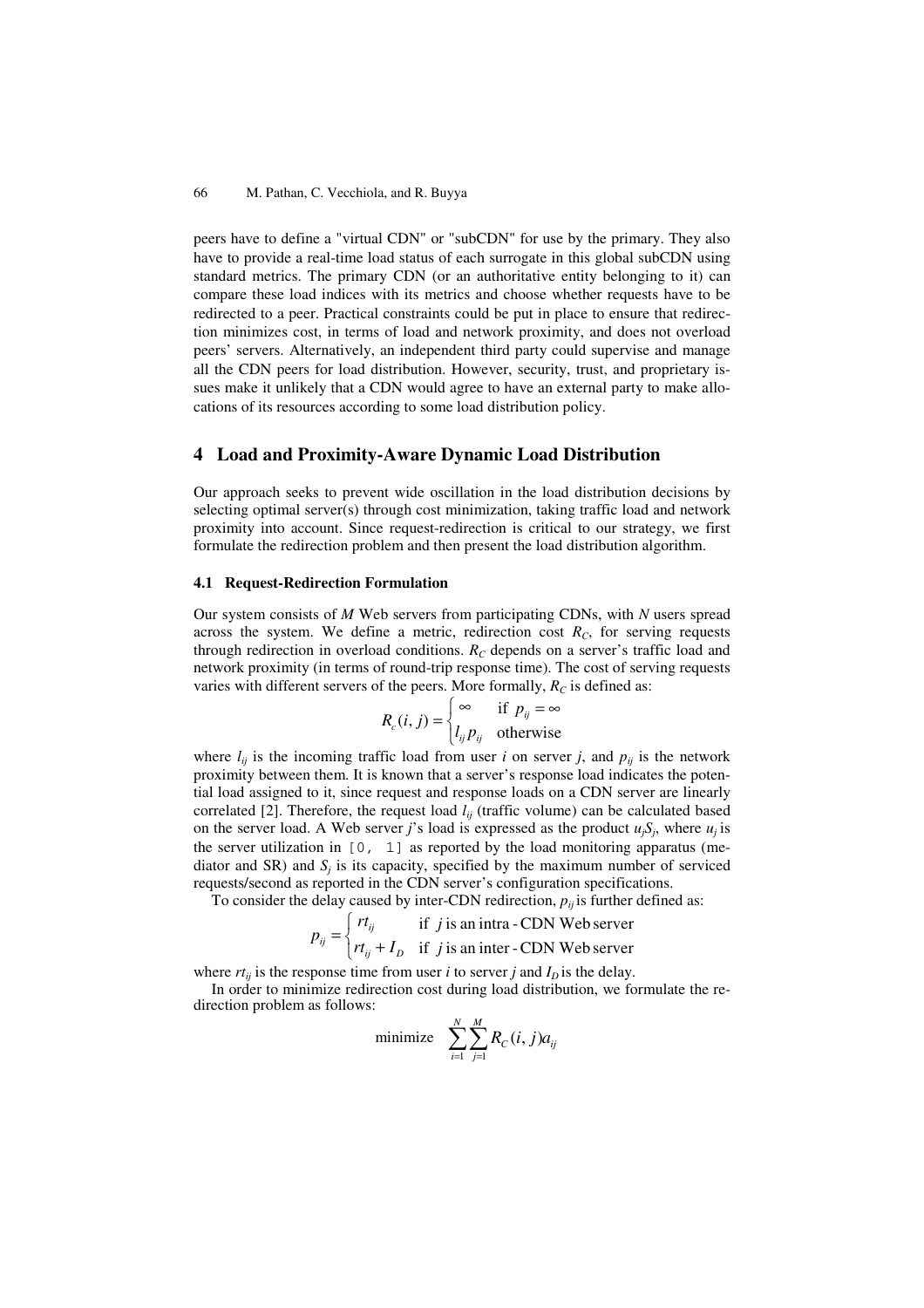peers have to define a "virtual CDN" or "subCDN" for use by the primary. They also have to provide a real-time load status of each surrogate in this global subCDN using standard metrics. The primary CDN (or an authoritative entity belonging to it) can compare these load indices with its metrics and choose whether requests have to be redirected to a peer. Practical constraints could be put in place to ensure that redirection minimizes cost, in terms of load and network proximity, and does not overload peers' servers. Alternatively, an independent third party could supervise and manage all the CDN peers for load distribution. However, security, trust, and proprietary issues make it unlikely that a CDN would agree to have an external party to make allocations of its resources according to some load distribution policy.

## 4 Load and Proximity-Aware Dynamic Load Distribution

Our approach seeks to prevent wide oscillation in the load distribution decisions by selecting optimal server(s) through cost minimization, taking traffic load and network proximity into account. Since request-redirection is critical to our strategy, we first formulate the redirection problem and then present the load distribution algorithm.

### 4.1 Request-Redirection Formulation

Our system consists of $M$ Web servers from participating CDNs, with $N$ users spread across the system. We define a metric, redirection cost $R_C$, for serving requests through redirection in overload conditions. $R_C$ depends on a server's traffic load and network proximity (in terms of round-trip response time). The cost of serving requests varies with different servers of the peers. More formally, $R_C$ is defined as:

$$R_c(i, j) = \begin{cases} \infty & \text{if } p_{ij} = \infty \\ l_{ij} p_{ij} & \text{otherwise} \end{cases}$$

where $l_{ij}$ is the incoming traffic load from user $i$ on server $j$, and $p_{ij}$ is the network proximity between them. It is known that a server's response load indicates the potential load assigned to it, since request and response loads on a CDN server are linearly correlated [2]. Therefore, the request load $l_{ij}$ (traffic volume) can be calculated based on the server load. A Web server $j$'s load is expressed as the product $u_j S_j$, where $u_j$ is the server utilization in [0, 1] as reported by the load monitoring apparatus (mediator and SR) and $S_j$ is its capacity, specified by the maximum number of serviced requests/second as reported in the CDN server's configuration specifications.

To consider the delay caused by inter-CDN redirection, $p_{ij}$ is further defined as:

$$p_{ij} = \begin{cases} rt_{ij} & \text{if } j \text{ is an intra-CDN Web server} \\ rt_{ij} + I_D & \text{if } j \text{ is an inter-CDN Web server} \end{cases}$$

where $rt_{ij}$ is the response time from user $i$ to server $j$ and $I_D$ is the delay.

In order to minimize redirection cost during load distribution, we formulate the redirection problem as follows:

$$\text{minimize} \quad \sum_{i=1}^{N} \sum_{j=1}^{M} R_C(i, j) a_{ij}$$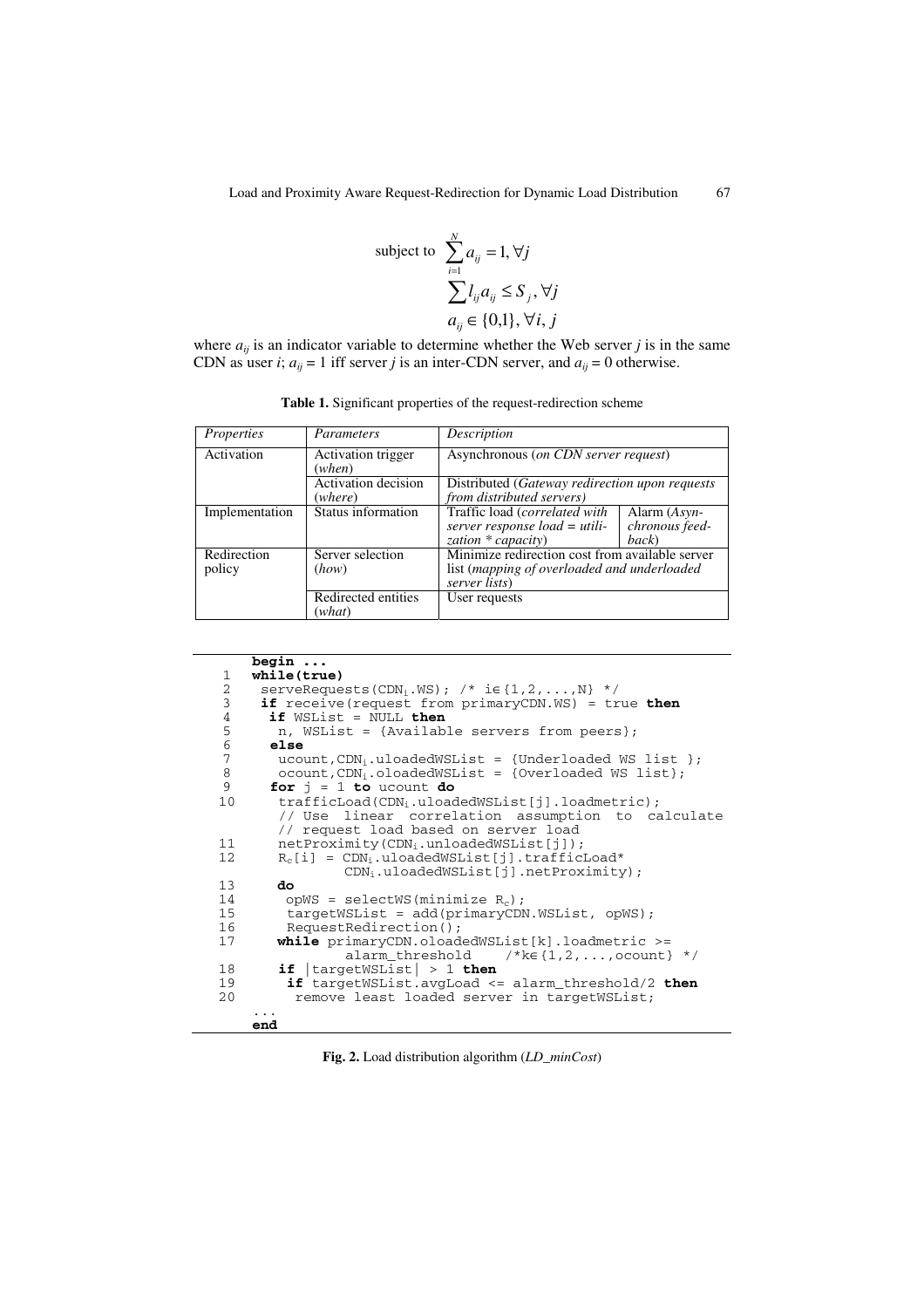$$\text{subject to } \sum_{i=1}^{N} a_{ij} = 1, \forall j$$

$$\sum l_{ij} a_{ij} \leq S_j, \forall j$$

$$a_{ij} \in \{0,1\}, \forall i, j$$

where $a_{ij}$ is an indicator variable to determine whether the Web server $j$ is in the same CDN as user $i$; $a_{ij} = 1$ iff server $j$ is an inter-CDN server, and $a_{ij} = 0$ otherwise.

**Table 1.** Significant properties of the request-redirection scheme

| *Properties* | *Parameters* | *Description* | |
|---|---|---|---|
| Activation | Activation trigger (*when*) | Asynchronous (*on CDN server request*) | |
| | Activation decision (*where*) | Distributed (*Gateway redirection upon requests from distributed servers*) | |
| Implementation | Status information | Traffic load (*correlated with server response load = utilization * capacity*) | Alarm (*Asynchronous feedback*) |
| Redirection policy | Server selection (*how*) | Minimize redirection cost from available server list (*mapping of overloaded and underloaded server lists*) | |
| | Redirected entities (*what*) | User requests | |

```
     begin ...
 1   while(true)
 2    serveRequests(CDNi.WS); /* i∈{1,2,...,N} */
 3    if receive(request from primaryCDN.WS) = true then
 4     if WSList = NULL then
 5      n, WSList = {Available servers from peers};
 6     else
 7      ucount,CDNi.uloadedWSList = {Underloaded WS list };
 8      ocount,CDNi.oloadedWSList = {Overloaded WS list};
 9     for j = 1 to ucount do
10      trafficLoad(CDNi.uloadedWSList[j].loadmetric);
        // Use  linear  correlation  assumption  to  calculate
        // request load based on server load
11      netProximity(CDNi.unloadedWSList[j]);
12      Rc[i] = CDNi.uloadedWSList[j].trafficLoad*
                CDNi.uloadedWSList[j].netProximity);
13     do
14      opWS = selectWS(minimize Rc);
15      targetWSList = add(primaryCDN.WSList, opWS);
16      RequestRedirection();
17     while primaryCDN.oloadedWSList[k].loadmetric >=
               alarm_threshold    /*k∈{1,2,...,ocount} */
18     if |targetWSList| > 1 then
19      if targetWSList.avgLoad <= alarm_threshold/2 then
20       remove least loaded server in targetWSList;
     ...
     end
```

**Fig. 2.** Load distribution algorithm (*LD_minCost*)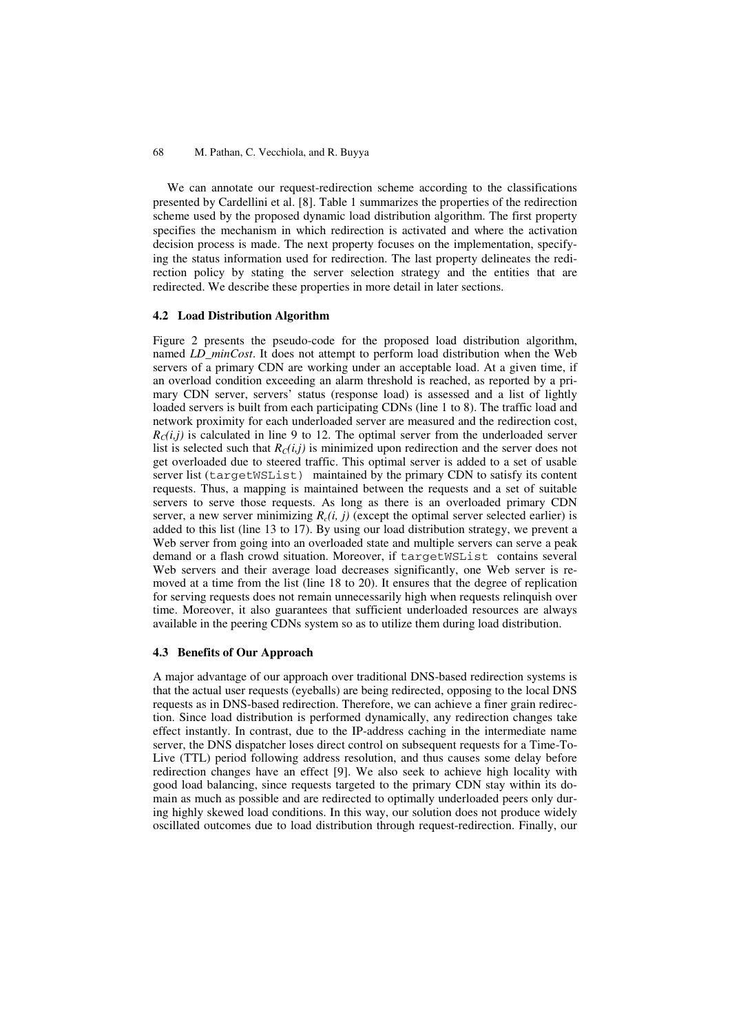We can annotate our request-redirection scheme according to the classifications presented by Cardellini et al. [8]. Table 1 summarizes the properties of the redirection scheme used by the proposed dynamic load distribution algorithm. The first property specifies the mechanism in which redirection is activated and where the activation decision process is made. The next property focuses on the implementation, specifying the status information used for redirection. The last property delineates the redirection policy by stating the server selection strategy and the entities that are redirected. We describe these properties in more detail in later sections.

### 4.2 Load Distribution Algorithm

Figure 2 presents the pseudo-code for the proposed load distribution algorithm, named *LD_minCost*. It does not attempt to perform load distribution when the Web servers of a primary CDN are working under an acceptable load. At a given time, if an overload condition exceeding an alarm threshold is reached, as reported by a primary CDN server, servers' status (response load) is assessed and a list of lightly loaded servers is built from each participating CDNs (line 1 to 8). The traffic load and network proximity for each underloaded server are measured and the redirection cost, $R_C(i,j)$ is calculated in line 9 to 12. The optimal server from the underloaded server list is selected such that $R_C(i,j)$ is minimized upon redirection and the server does not get overloaded due to steered traffic. This optimal server is added to a set of usable server list (`targetWSList`) maintained by the primary CDN to satisfy its content requests. Thus, a mapping is maintained between the requests and a set of suitable servers to serve those requests. As long as there is an overloaded primary CDN server, a new server minimizing $R_c(i, j)$ (except the optimal server selected earlier) is added to this list (line 13 to 17). By using our load distribution strategy, we prevent a Web server from going into an overloaded state and multiple servers can serve a peak demand or a flash crowd situation. Moreover, if `targetWSList` contains several Web servers and their average load decreases significantly, one Web server is removed at a time from the list (line 18 to 20). It ensures that the degree of replication for serving requests does not remain unnecessarily high when requests relinquish over time. Moreover, it also guarantees that sufficient underloaded resources are always available in the peering CDNs system so as to utilize them during load distribution.

### 4.3 Benefits of Our Approach

A major advantage of our approach over traditional DNS-based redirection systems is that the actual user requests (eyeballs) are being redirected, opposing to the local DNS requests as in DNS-based redirection. Therefore, we can achieve a finer grain redirection. Since load distribution is performed dynamically, any redirection changes take effect instantly. In contrast, due to the IP-address caching in the intermediate name server, the DNS dispatcher loses direct control on subsequent requests for a Time-To-Live (TTL) period following address resolution, and thus causes some delay before redirection changes have an effect [9]. We also seek to achieve high locality with good load balancing, since requests targeted to the primary CDN stay within its domain as much as possible and are redirected to optimally underloaded peers only during highly skewed load conditions. In this way, our solution does not produce widely oscillated outcomes due to load distribution through request-redirection. Finally, our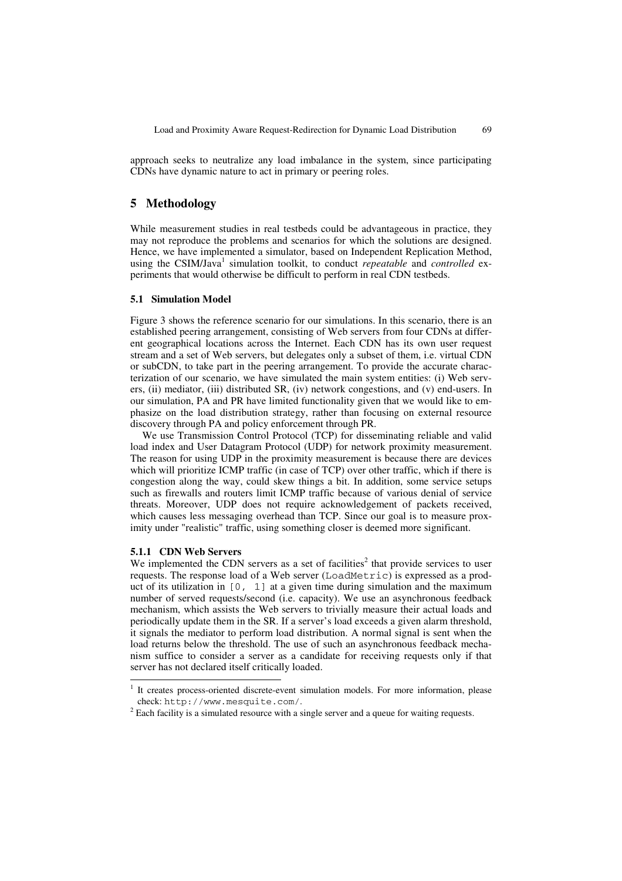approach seeks to neutralize any load imbalance in the system, since participating CDNs have dynamic nature to act in primary or peering roles.

## 5 Methodology

While measurement studies in real testbeds could be advantageous in practice, they may not reproduce the problems and scenarios for which the solutions are designed. Hence, we have implemented a simulator, based on Independent Replication Method, using the CSIM/Java[1] simulation toolkit, to conduct *repeatable* and *controlled* experiments that would otherwise be difficult to perform in real CDN testbeds.

### 5.1 Simulation Model

Figure 3 shows the reference scenario for our simulations. In this scenario, there is an established peering arrangement, consisting of Web servers from four CDNs at different geographical locations across the Internet. Each CDN has its own user request stream and a set of Web servers, but delegates only a subset of them, i.e. virtual CDN or subCDN, to take part in the peering arrangement. To provide the accurate characterization of our scenario, we have simulated the main system entities: (i) Web servers, (ii) mediator, (iii) distributed SR, (iv) network congestions, and (v) end-users. In our simulation, PA and PR have limited functionality given that we would like to emphasize on the load distribution strategy, rather than focusing on external resource discovery through PA and policy enforcement through PR.

We use Transmission Control Protocol (TCP) for disseminating reliable and valid load index and User Datagram Protocol (UDP) for network proximity measurement. The reason for using UDP in the proximity measurement is because there are devices which will prioritize ICMP traffic (in case of TCP) over other traffic, which if there is congestion along the way, could skew things a bit. In addition, some service setups such as firewalls and routers limit ICMP traffic because of various denial of service threats. Moreover, UDP does not require acknowledgement of packets received, which causes less messaging overhead than TCP. Since our goal is to measure proximity under "realistic" traffic, using something closer is deemed more significant.

#### 5.1.1 CDN Web Servers

We implemented the CDN servers as a set of facilities[2] that provide services to user requests. The response load of a Web server (`LoadMetric`) is expressed as a product of its utilization in `[0, 1]` at a given time during simulation and the maximum number of served requests/second (i.e. capacity). We use an asynchronous feedback mechanism, which assists the Web servers to trivially measure their actual loads and periodically update them in the SR. If a server's load exceeds a given alarm threshold, it signals the mediator to perform load distribution. A normal signal is sent when the load returns below the threshold. The use of such an asynchronous feedback mechanism suffice to consider a server as a candidate for receiving requests only if that server has not declared itself critically loaded.

---

[1] It creates process-oriented discrete-event simulation models. For more information, please check: `http://www.mesquite.com/`.

[2] Each facility is a simulated resource with a single server and a queue for waiting requests.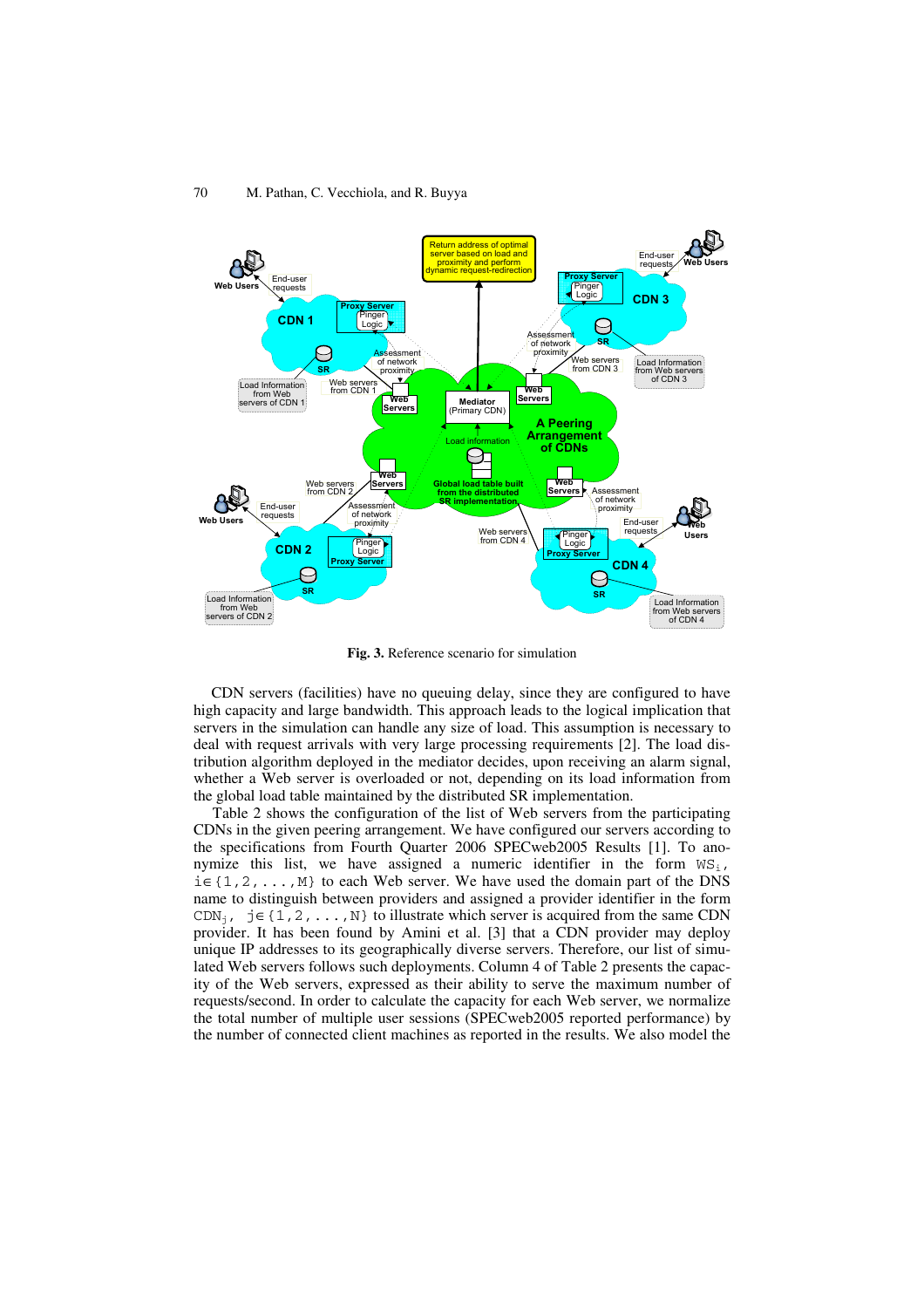**Fig. 3.** Reference scenario for simulation

CDN servers (facilities) have no queuing delay, since they are configured to have high capacity and large bandwidth. This approach leads to the logical implication that servers in the simulation can handle any size of load. This assumption is necessary to deal with request arrivals with very large processing requirements [2]. The load distribution algorithm deployed in the mediator decides, upon receiving an alarm signal, whether a Web server is overloaded or not, depending on its load information from the global load table maintained by the distributed SR implementation.

Table 2 shows the configuration of the list of Web servers from the participating CDNs in the given peering arrangement. We have configured our servers according to the specifications from Fourth Quarter 2006 SPECweb2005 Results [1]. To anonymize this list, we have assigned a numeric identifier in the form $WS_i$, $i \in \{1,2,...,M\}$ to each Web server. We have used the domain part of the DNS name to distinguish between providers and assigned a provider identifier in the form $CDN_j$, $j \in \{1,2,...,N\}$ to illustrate which server is acquired from the same CDN provider. It has been found by Amini et al. [3] that a CDN provider may deploy unique IP addresses to its geographically diverse servers. Therefore, our list of simulated Web servers follows such deployments. Column 4 of Table 2 presents the capacity of the Web servers, expressed as their ability to serve the maximum number of requests/second. In order to calculate the capacity for each Web server, we normalize the total number of multiple user sessions (SPECweb2005 reported performance) by the number of connected client machines as reported in the results. We also model the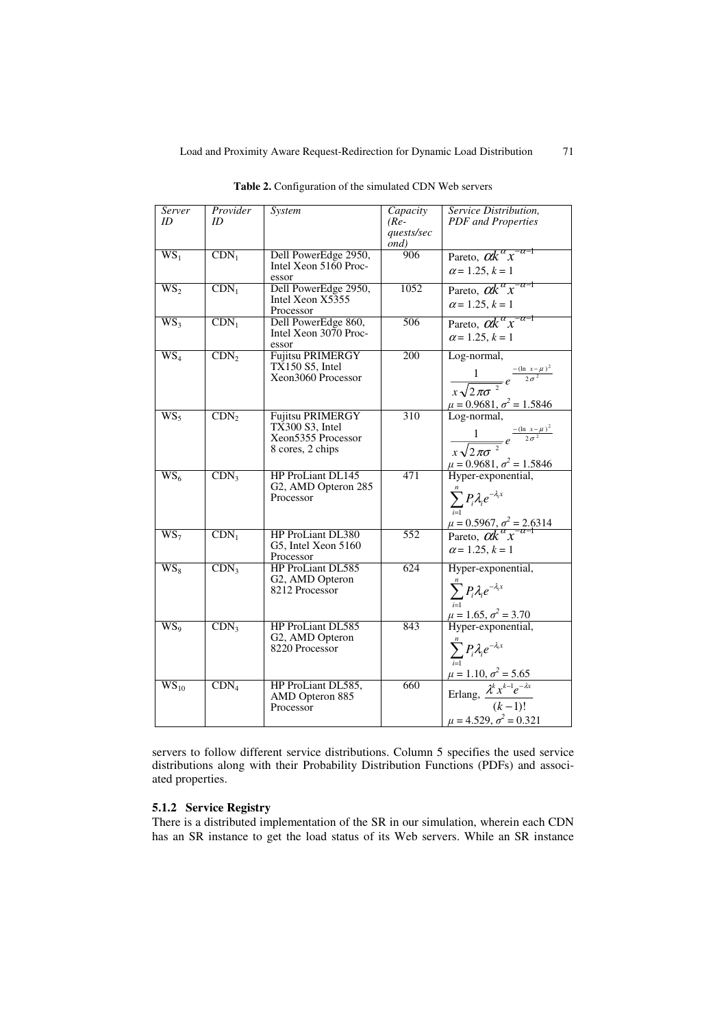**Table 2.** Configuration of the simulated CDN Web servers

| *Server ID* | *Provider ID* | *System* | *Capacity (Requests/second)* | *Service Distribution, PDF and Properties* |
|---|---|---|---|---|
| $WS_1$ | $CDN_1$ | Dell PowerEdge 2950, Intel Xeon 5160 Processor | 906 | Pareto, $\alpha k^{\alpha} x^{-\alpha-1}$ $\alpha = 1.25$, $k = 1$ |
| $WS_2$ | $CDN_1$ | Dell PowerEdge 2950, Intel Xeon X5355 Processor | 1052 | Pareto, $\alpha k^{\alpha} x^{-\alpha-1}$ $\alpha = 1.25$, $k = 1$ |
| $WS_3$ | $CDN_1$ | Dell PowerEdge 860, Intel Xeon 3070 Processor | 506 | Pareto, $\alpha k^{\alpha} x^{-\alpha-1}$ $\alpha = 1.25$, $k = 1$ |
| $WS_4$ | $CDN_2$ | Fujitsu PRIMERGY TX150 S5, Intel Xeon3060 Processor | 200 | Log-normal, $\frac{1}{x\sqrt{2\pi\sigma^2}} e^{\frac{-(\ln x-\mu)^2}{2\sigma^2}}$ $\mu = 0.9681$, $\sigma^2 = 1.5846$ |
| $WS_5$ | $CDN_2$ | Fujitsu PRIMERGY TX300 S3, Intel Xeon5355 Processor 8 cores, 2 chips | 310 | Log-normal, $\frac{1}{x\sqrt{2\pi\sigma^2}} e^{\frac{-(\ln x-\mu)^2}{2\sigma^2}}$ $\mu = 0.9681$, $\sigma^2 = 1.5846$ |
| $WS_6$ | $CDN_3$ | HP ProLiant DL145 G2, AMD Opteron 285 Processor | 471 | Hyper-exponential, $\sum_{i=1}^{n} P_i \lambda_i e^{-\lambda_i x}$ $\mu = 0.5967$, $\sigma^2 = 2.6314$ |
| $WS_7$ | $CDN_1$ | HP ProLiant DL380 G5, Intel Xeon 5160 Processor | 552 | Pareto, $\alpha k^{\alpha} x^{-\alpha-1}$ $\alpha = 1.25$, $k = 1$ |
| $WS_8$ | $CDN_3$ | HP ProLiant DL585 G2, AMD Opteron 8212 Processor | 624 | Hyper-exponential, $\sum_{i=1}^{n} P_i \lambda_i e^{-\lambda_i x}$ $\mu = 1.65$, $\sigma^2 = 3.70$ |
| $WS_9$ | $CDN_3$ | HP ProLiant DL585 G2, AMD Opteron 8220 Processor | 843 | Hyper-exponential, $\sum_{i=1}^{n} P_i \lambda_i e^{-\lambda_i x}$ $\mu = 1.10$, $\sigma^2 = 5.65$ |
| $WS_{10}$ | $CDN_4$ | HP ProLiant DL585, AMD Opteron 885 Processor | 660 | Erlang, $\frac{\lambda^k x^{k-1} e^{-\lambda x}}{(k-1)!}$ $\mu = 4.529$, $\sigma^2 = 0.321$ |

servers to follow different service distributions. Column 5 specifies the used service distributions along with their Probability Distribution Functions (PDFs) and associated properties.

### 5.1.2 Service Registry

There is a distributed implementation of the SR in our simulation, wherein each CDN has an SR instance to get the load status of its Web servers. While an SR instance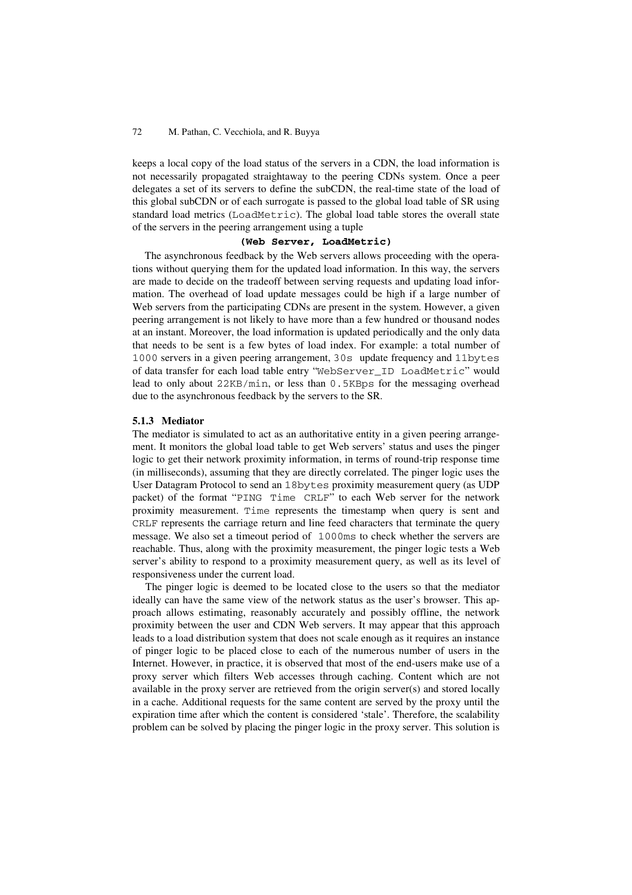keeps a local copy of the load status of the servers in a CDN, the load information is not necessarily propagated straightaway to the peering CDNs system. Once a peer delegates a set of its servers to define the subCDN, the real-time state of the load of this global subCDN or of each surrogate is passed to the global load table of SR using standard load metrics (`LoadMetric`). The global load table stores the overall state of the servers in the peering arrangement using a tuple

**`(Web Server, LoadMetric)`**

The asynchronous feedback by the Web servers allows proceeding with the operations without querying them for the updated load information. In this way, the servers are made to decide on the tradeoff between serving requests and updating load information. The overhead of load update messages could be high if a large number of Web servers from the participating CDNs are present in the system. However, a given peering arrangement is not likely to have more than a few hundred or thousand nodes at an instant. Moreover, the load information is updated periodically and the only data that needs to be sent is a few bytes of load index. For example: a total number of `1000` servers in a given peering arrangement, `30s` update frequency and `11bytes` of data transfer for each load table entry "`WebServer_ID LoadMetric`" would lead to only about `22KB/min`, or less than `0.5KBps` for the messaging overhead due to the asynchronous feedback by the servers to the SR.

### 5.1.3 Mediator

The mediator is simulated to act as an authoritative entity in a given peering arrangement. It monitors the global load table to get Web servers' status and uses the pinger logic to get their network proximity information, in terms of round-trip response time (in milliseconds), assuming that they are directly correlated. The pinger logic uses the User Datagram Protocol to send an `18bytes` proximity measurement query (as UDP packet) of the format "`PING Time CRLF`" to each Web server for the network proximity measurement. `Time` represents the timestamp when query is sent and `CRLF` represents the carriage return and line feed characters that terminate the query message. We also set a timeout period of `1000ms` to check whether the servers are reachable. Thus, along with the proximity measurement, the pinger logic tests a Web server's ability to respond to a proximity measurement query, as well as its level of responsiveness under the current load.

The pinger logic is deemed to be located close to the users so that the mediator ideally can have the same view of the network status as the user's browser. This approach allows estimating, reasonably accurately and possibly offline, the network proximity between the user and CDN Web servers. It may appear that this approach leads to a load distribution system that does not scale enough as it requires an instance of pinger logic to be placed close to each of the numerous number of users in the Internet. However, in practice, it is observed that most of the end-users make use of a proxy server which filters Web accesses through caching. Content which are not available in the proxy server are retrieved from the origin server(s) and stored locally in a cache. Additional requests for the same content are served by the proxy until the expiration time after which the content is considered 'stale'. Therefore, the scalability problem can be solved by placing the pinger logic in the proxy server. This solution is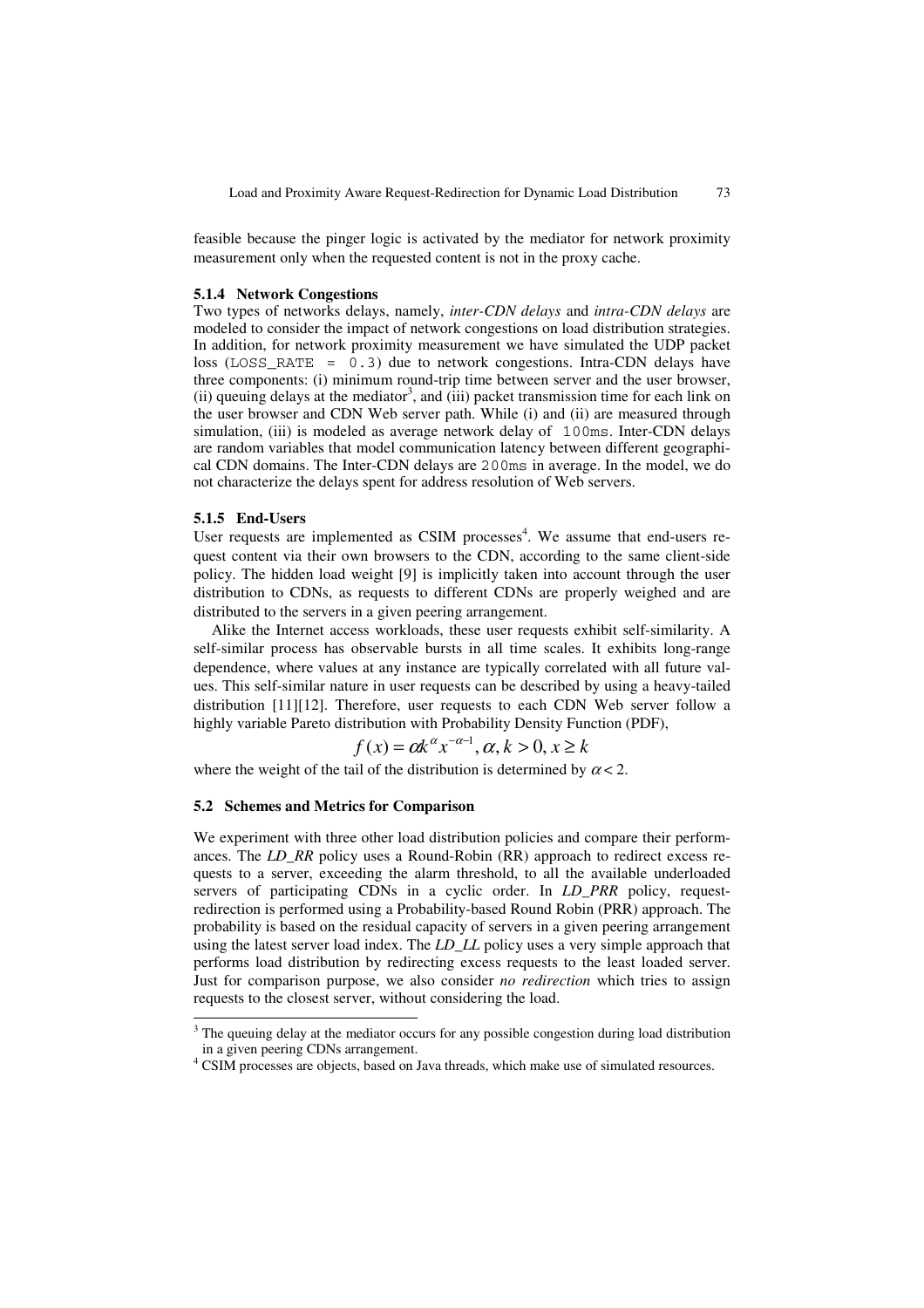feasible because the pinger logic is activated by the mediator for network proximity measurement only when the requested content is not in the proxy cache.

#### 5.1.4 Network Congestions

Two types of networks delays, namely, *inter-CDN delays* and *intra-CDN delays* are modeled to consider the impact of network congestions on load distribution strategies. In addition, for network proximity measurement we have simulated the UDP packet loss (`LOSS_RATE = 0.3`) due to network congestions. Intra-CDN delays have three components: (i) minimum round-trip time between server and the user browser, (ii) queuing delays at the mediator[3], and (iii) packet transmission time for each link on the user browser and CDN Web server path. While (i) and (ii) are measured through simulation, (iii) is modeled as average network delay of `100ms`. Inter-CDN delays are random variables that model communication latency between different geographical CDN domains. The Inter-CDN delays are `200ms` in average. In the model, we do not characterize the delays spent for address resolution of Web servers.

#### 5.1.5 End-Users

User requests are implemented as CSIM processes[4]. We assume that end-users request content via their own browsers to the CDN, according to the same client-side policy. The hidden load weight [9] is implicitly taken into account through the user distribution to CDNs, as requests to different CDNs are properly weighed and are distributed to the servers in a given peering arrangement.

Alike the Internet access workloads, these user requests exhibit self-similarity. A self-similar process has observable bursts in all time scales. It exhibits long-range dependence, where values at any instance are typically correlated with all future values. This self-similar nature in user requests can be described by using a heavy-tailed distribution [11][12]. Therefore, user requests to each CDN Web server follow a highly variable Pareto distribution with Probability Density Function (PDF),

$$f(x) = \alpha k^{\alpha} x^{-\alpha-1}, \alpha, k > 0, x \geq k$$

where the weight of the tail of the distribution is determined by $\alpha < 2$.

### 5.2 Schemes and Metrics for Comparison

We experiment with three other load distribution policies and compare their performances. The *LD_RR* policy uses a Round-Robin (RR) approach to redirect excess requests to a server, exceeding the alarm threshold, to all the available underloaded servers of participating CDNs in a cyclic order. In *LD_PRR* policy, request-redirection is performed using a Probability-based Round Robin (PRR) approach. The probability is based on the residual capacity of servers in a given peering arrangement using the latest server load index. The *LD_LL* policy uses a very simple approach that performs load distribution by redirecting excess requests to the least loaded server. Just for comparison purpose, we also consider *no redirection* which tries to assign requests to the closest server, without considering the load.

---

[3] The queuing delay at the mediator occurs for any possible congestion during load distribution in a given peering CDNs arrangement.

[4] CSIM processes are objects, based on Java threads, which make use of simulated resources.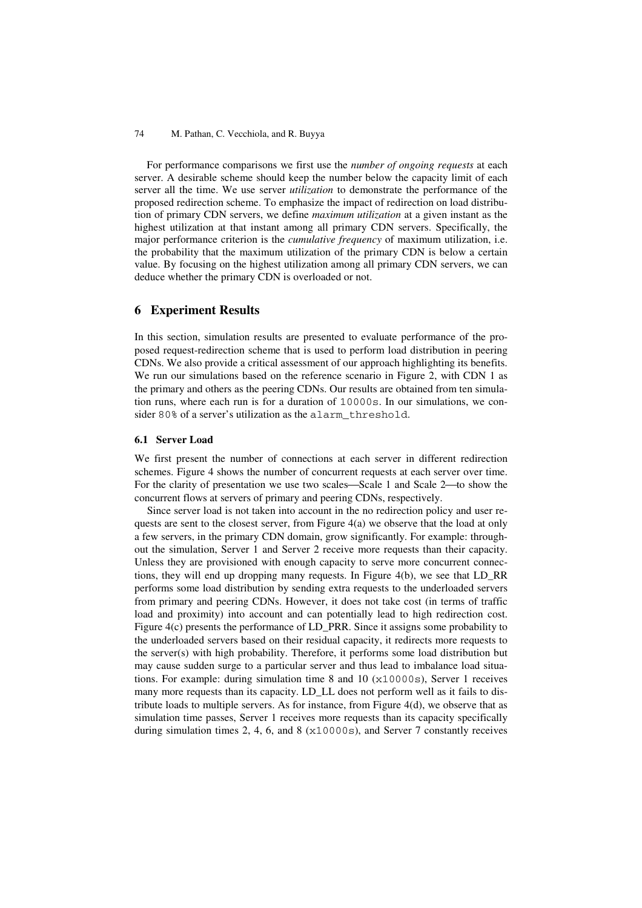For performance comparisons we first use the *number of ongoing requests* at each server. A desirable scheme should keep the number below the capacity limit of each server all the time. We use server *utilization* to demonstrate the performance of the proposed redirection scheme. To emphasize the impact of redirection on load distribution of primary CDN servers, we define *maximum utilization* at a given instant as the highest utilization at that instant among all primary CDN servers. Specifically, the major performance criterion is the *cumulative frequency* of maximum utilization, i.e. the probability that the maximum utilization of the primary CDN is below a certain value. By focusing on the highest utilization among all primary CDN servers, we can deduce whether the primary CDN is overloaded or not.

## 6 Experiment Results

In this section, simulation results are presented to evaluate performance of the proposed request-redirection scheme that is used to perform load distribution in peering CDNs. We also provide a critical assessment of our approach highlighting its benefits. We run our simulations based on the reference scenario in Figure 2, with CDN 1 as the primary and others as the peering CDNs. Our results are obtained from ten simulation runs, where each run is for a duration of `10000s`. In our simulations, we consider `80%` of a server's utilization as the `alarm_threshold`.

### 6.1 Server Load

We first present the number of connections at each server in different redirection schemes. Figure 4 shows the number of concurrent requests at each server over time. For the clarity of presentation we use two scales—Scale 1 and Scale 2—to show the concurrent flows at servers of primary and peering CDNs, respectively.

Since server load is not taken into account in the no redirection policy and user requests are sent to the closest server, from Figure 4(a) we observe that the load at only a few servers, in the primary CDN domain, grow significantly. For example: throughout the simulation, Server 1 and Server 2 receive more requests than their capacity. Unless they are provisioned with enough capacity to serve more concurrent connections, they will end up dropping many requests. In Figure 4(b), we see that LD_RR performs some load distribution by sending extra requests to the underloaded servers from primary and peering CDNs. However, it does not take cost (in terms of traffic load and proximity) into account and can potentially lead to high redirection cost. Figure 4(c) presents the performance of LD_PRR. Since it assigns some probability to the underloaded servers based on their residual capacity, it redirects more requests to the server(s) with high probability. Therefore, it performs some load distribution but may cause sudden surge to a particular server and thus lead to imbalance load situations. For example: during simulation time 8 and 10 (`x10000s`), Server 1 receives many more requests than its capacity. LD_LL does not perform well as it fails to distribute loads to multiple servers. As for instance, from Figure 4(d), we observe that as simulation time passes, Server 1 receives more requests than its capacity specifically during simulation times 2, 4, 6, and 8 (`x10000s`), and Server 7 constantly receives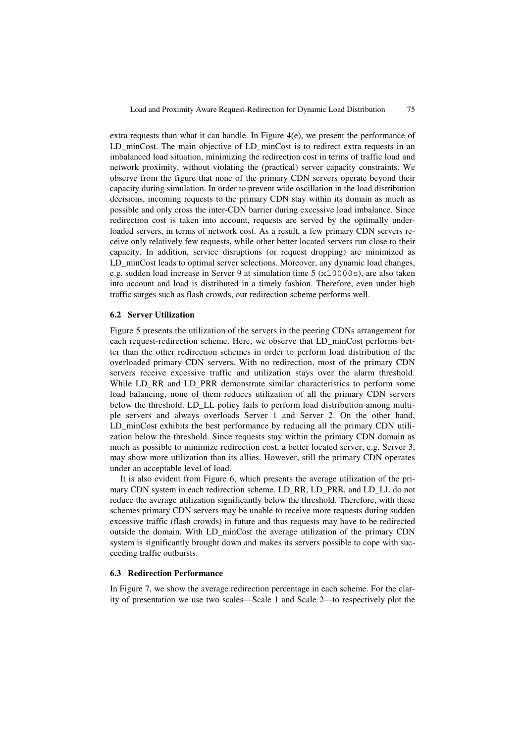extra requests than what it can handle. In Figure 4(e), we present the performance of LD_minCost. The main objective of LD_minCost is to redirect extra requests in an imbalanced load situation, minimizing the redirection cost in terms of traffic load and network proximity, without violating the (practical) server capacity constraints. We observe from the figure that none of the primary CDN servers operate beyond their capacity during simulation. In order to prevent wide oscillation in the load distribution decisions, incoming requests to the primary CDN stay within its domain as much as possible and only cross the inter-CDN barrier during excessive load imbalance. Since redirection cost is taken into account, requests are served by the optimally underloaded servers, in terms of network cost. As a result, a few primary CDN servers receive only relatively few requests, while other better located servers run close to their capacity. In addition, service disruptions (or request dropping) are minimized as LD_minCost leads to optimal server selections. Moreover, any dynamic load changes, e.g. sudden load increase in Server 9 at simulation time 5 (`x10000s`), are also taken into account and load is distributed in a timely fashion. Therefore, even under high traffic surges such as flash crowds, our redirection scheme performs well.

### 6.2 Server Utilization

Figure 5 presents the utilization of the servers in the peering CDNs arrangement for each request-redirection scheme. Here, we observe that LD_minCost performs better than the other redirection schemes in order to perform load distribution of the overloaded primary CDN servers. With no redirection, most of the primary CDN servers receive excessive traffic and utilization stays over the alarm threshold. While LD_RR and LD_PRR demonstrate similar characteristics to perform some load balancing, none of them reduces utilization of all the primary CDN servers below the threshold. LD_LL policy fails to perform load distribution among multiple servers and always overloads Server 1 and Server 2. On the other hand, LD_minCost exhibits the best performance by reducing all the primary CDN utilization below the threshold. Since requests stay within the primary CDN domain as much as possible to minimize redirection cost, a better located server, e.g. Server 3, may show more utilization than its allies. However, still the primary CDN operates under an acceptable level of load.

It is also evident from Figure 6, which presents the average utilization of the primary CDN system in each redirection scheme. LD_RR, LD_PRR, and LD_LL do not reduce the average utilization significantly below the threshold. Therefore, with these schemes primary CDN servers may be unable to receive more requests during sudden excessive traffic (flash crowds) in future and thus requests may have to be redirected outside the domain. With LD_minCost the average utilization of the primary CDN system is significantly brought down and makes its servers possible to cope with succeeding traffic outbursts.

### 6.3 Redirection Performance

In Figure 7, we show the average redirection percentage in each scheme. For the clarity of presentation we use two scales—Scale 1 and Scale 2—to respectively plot the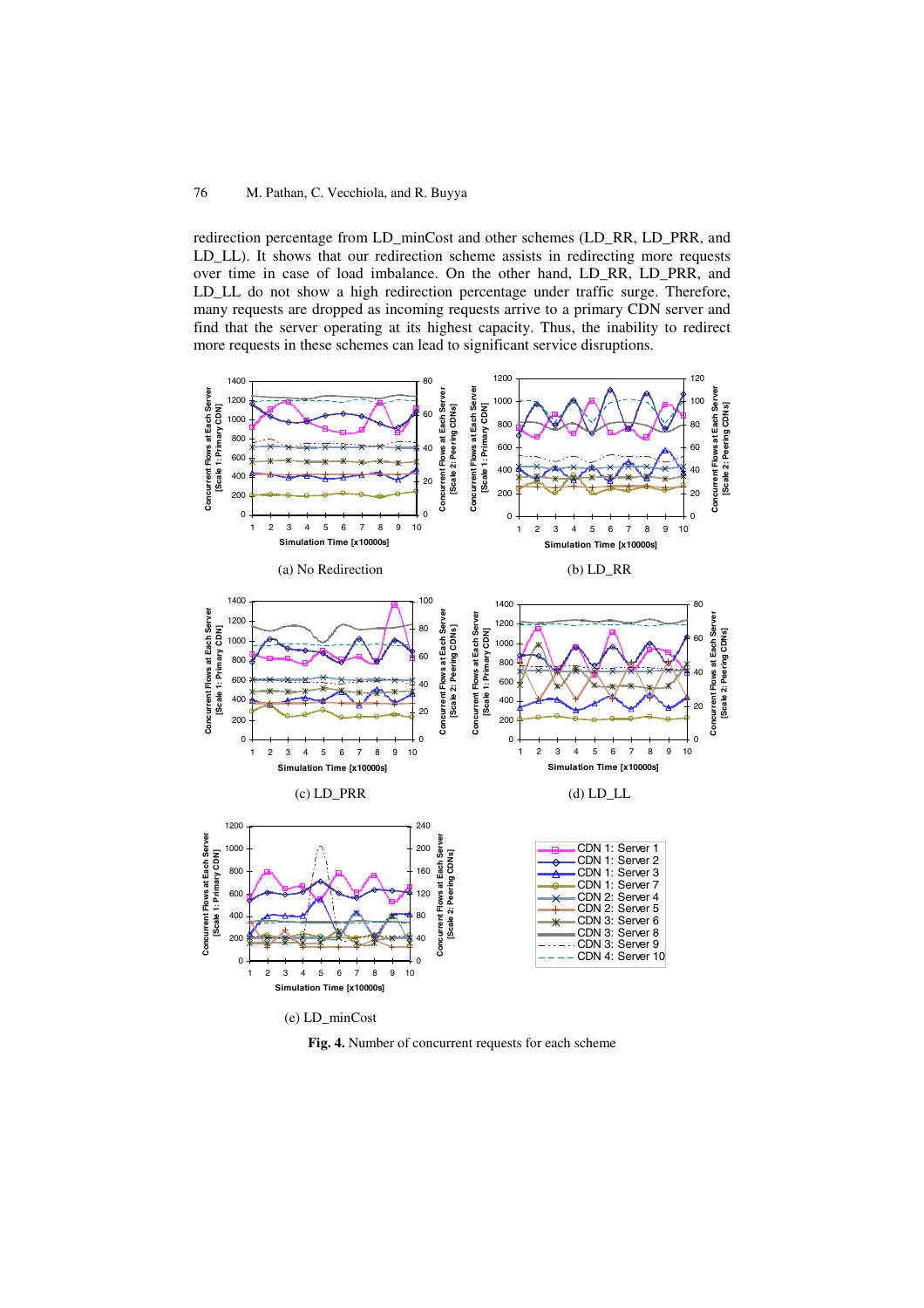redirection percentage from LD_minCost and other schemes (LD_RR, LD_PRR, and LD_LL). It shows that our redirection scheme assists in redirecting more requests over time in case of load imbalance. On the other hand, LD_RR, LD_PRR, and LD_LL do not show a high redirection percentage under traffic surge. Therefore, many requests are dropped as incoming requests arrive to a primary CDN server and find that the server operating at its highest capacity. Thus, the inability to redirect more requests in these schemes can lead to significant service disruptions.

(a) No Redirection

(b) LD_RR

(c) LD_PRR

(d) LD_LL

(e) LD_minCost

**Fig. 4.** Number of concurrent requests for each scheme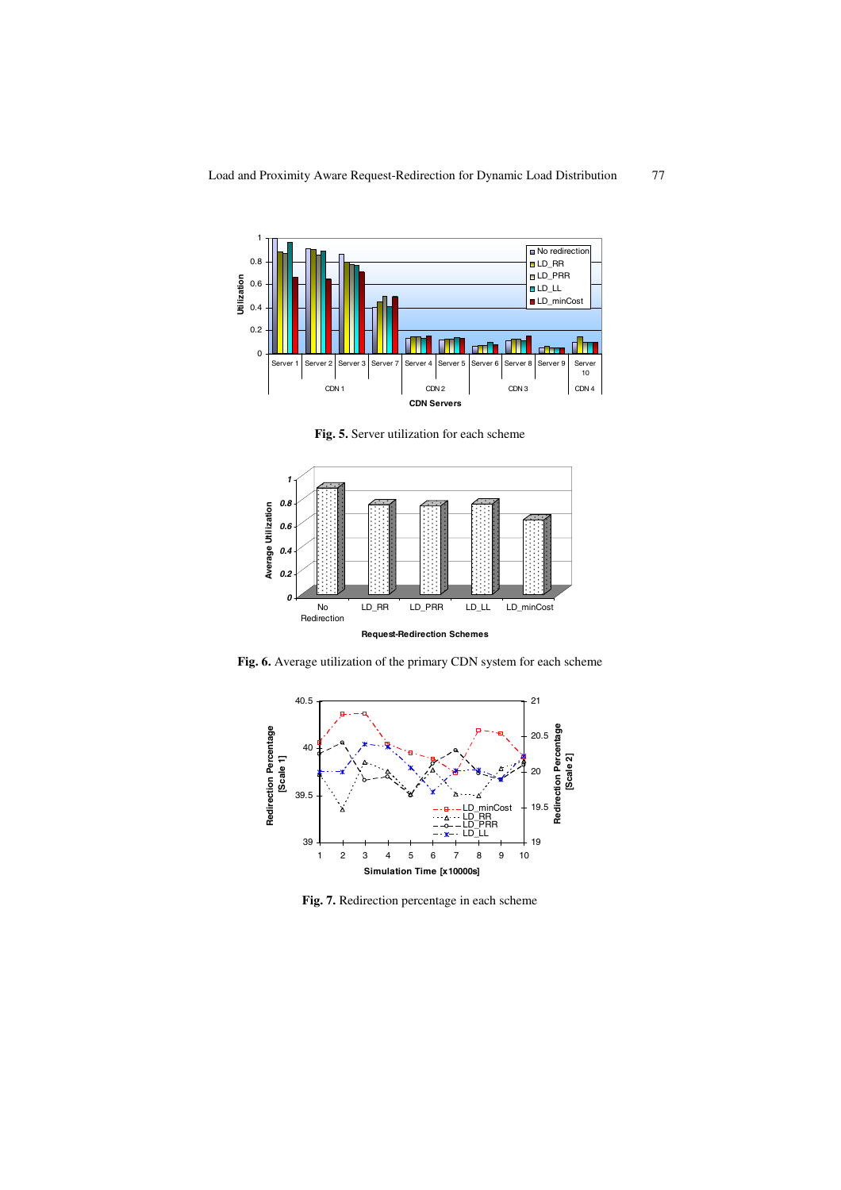Fig. 5. Server utilization for each scheme

Fig. 6. Average utilization of the primary CDN system for each scheme

Fig. 7. Redirection percentage in each scheme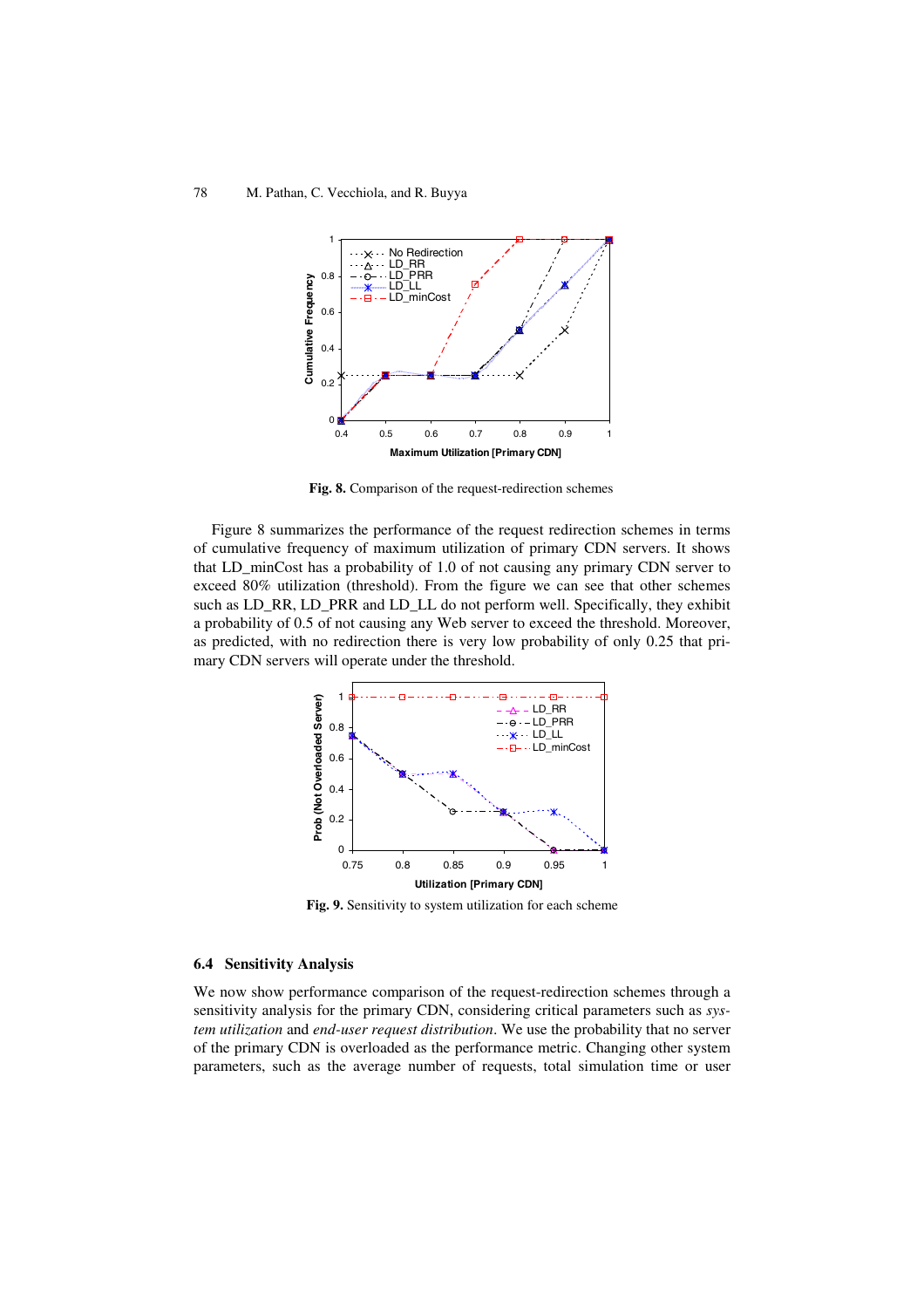**Fig. 8.** Comparison of the request-redirection schemes

Figure 8 summarizes the performance of the request redirection schemes in terms of cumulative frequency of maximum utilization of primary CDN servers. It shows that LD_minCost has a probability of 1.0 of not causing any primary CDN server to exceed 80% utilization (threshold). From the figure we can see that other schemes such as LD_RR, LD_PRR and LD_LL do not perform well. Specifically, they exhibit a probability of 0.5 of not causing any Web server to exceed the threshold. Moreover, as predicted, with no redirection there is very low probability of only 0.25 that primary CDN servers will operate under the threshold.

**Fig. 9.** Sensitivity to system utilization for each scheme

### 6.4 Sensitivity Analysis

We now show performance comparison of the request-redirection schemes through a sensitivity analysis for the primary CDN, considering critical parameters such as *system utilization* and *end-user request distribution*. We use the probability that no server of the primary CDN is overloaded as the performance metric. Changing other system parameters, such as the average number of requests, total simulation time or user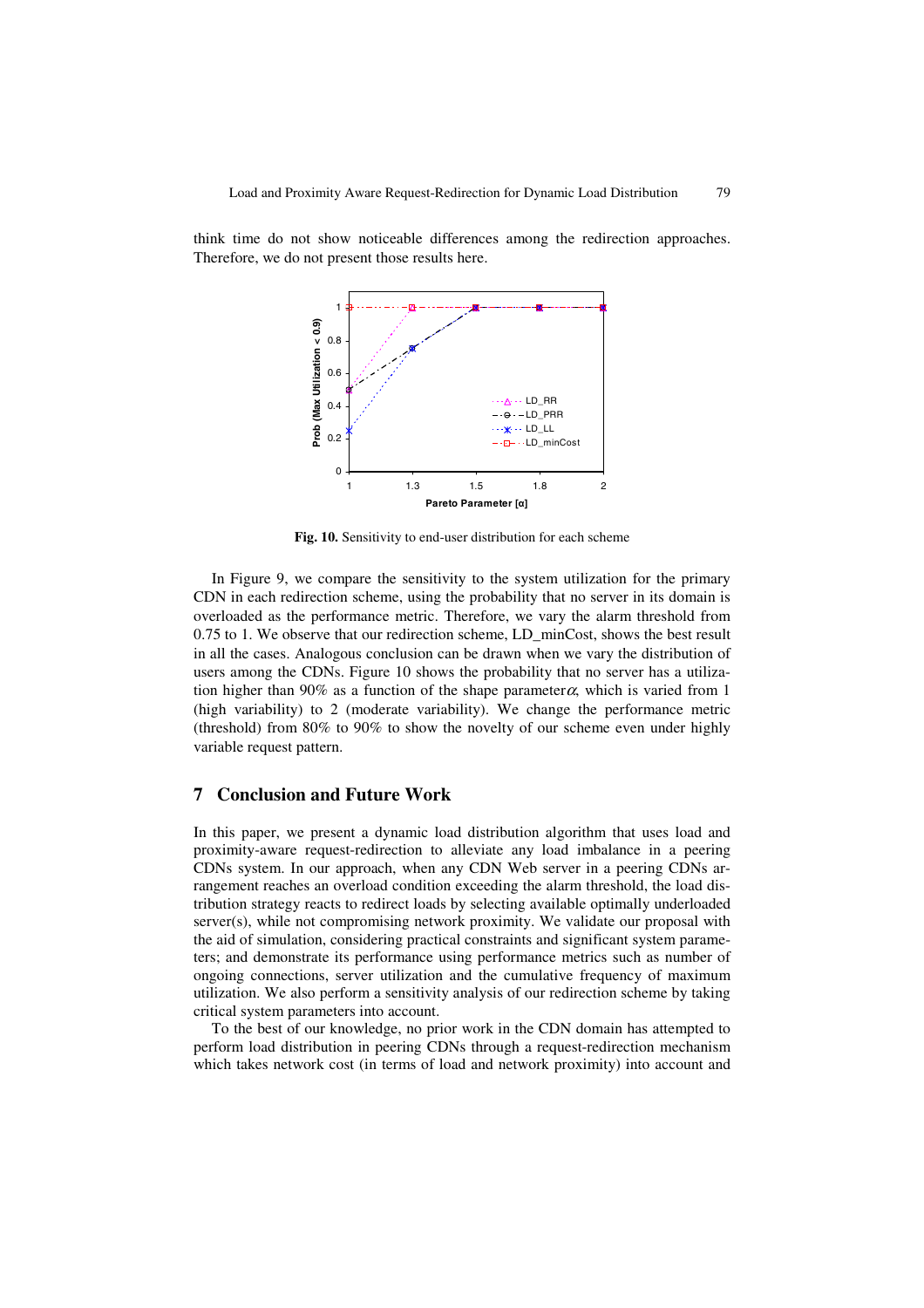think time do not show noticeable differences among the redirection approaches. Therefore, we do not present those results here.

**Fig. 10.** Sensitivity to end-user distribution for each scheme

In Figure 9, we compare the sensitivity to the system utilization for the primary CDN in each redirection scheme, using the probability that no server in its domain is overloaded as the performance metric. Therefore, we vary the alarm threshold from 0.75 to 1. We observe that our redirection scheme, LD_minCost, shows the best result in all the cases. Analogous conclusion can be drawn when we vary the distribution of users among the CDNs. Figure 10 shows the probability that no server has a utilization higher than 90% as a function of the shape parameter $\alpha$, which is varied from 1 (high variability) to 2 (moderate variability). We change the performance metric (threshold) from 80% to 90% to show the novelty of our scheme even under highly variable request pattern.

## 7 Conclusion and Future Work

In this paper, we present a dynamic load distribution algorithm that uses load and proximity-aware request-redirection to alleviate any load imbalance in a peering CDNs system. In our approach, when any CDN Web server in a peering CDNs arrangement reaches an overload condition exceeding the alarm threshold, the load distribution strategy reacts to redirect loads by selecting available optimally underloaded server(s), while not compromising network proximity. We validate our proposal with the aid of simulation, considering practical constraints and significant system parameters; and demonstrate its performance using performance metrics such as number of ongoing connections, server utilization and the cumulative frequency of maximum utilization. We also perform a sensitivity analysis of our redirection scheme by taking critical system parameters into account.

To the best of our knowledge, no prior work in the CDN domain has attempted to perform load distribution in peering CDNs through a request-redirection mechanism which takes network cost (in terms of load and network proximity) into account and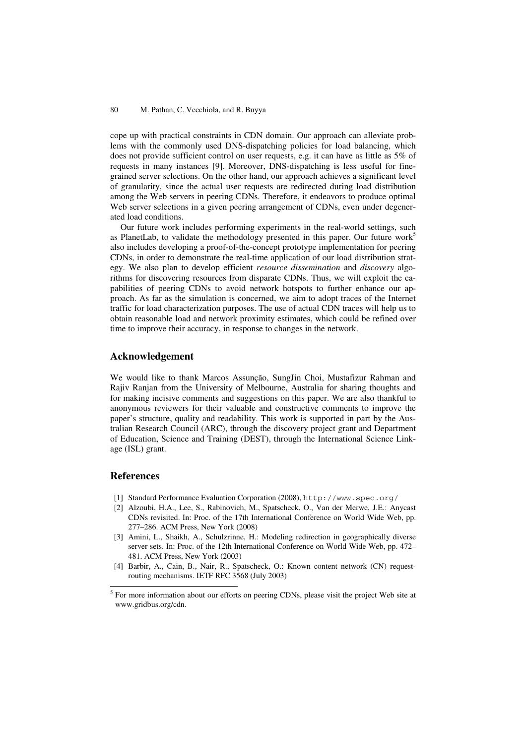cope up with practical constraints in CDN domain. Our approach can alleviate problems with the commonly used DNS-dispatching policies for load balancing, which does not provide sufficient control on user requests, e.g. it can have as little as 5% of requests in many instances [9]. Moreover, DNS-dispatching is less useful for fine-grained server selections. On the other hand, our approach achieves a significant level of granularity, since the actual user requests are redirected during load distribution among the Web servers in peering CDNs. Therefore, it endeavors to produce optimal Web server selections in a given peering arrangement of CDNs, even under degenerated load conditions.

Our future work includes performing experiments in the real-world settings, such as PlanetLab, to validate the methodology presented in this paper. Our future work[5] also includes developing a proof-of-the-concept prototype implementation for peering CDNs, in order to demonstrate the real-time application of our load distribution strategy. We also plan to develop efficient *resource dissemination* and *discovery* algorithms for discovering resources from disparate CDNs. Thus, we will exploit the capabilities of peering CDNs to avoid network hotspots to further enhance our approach. As far as the simulation is concerned, we aim to adopt traces of the Internet traffic for load characterization purposes. The use of actual CDN traces will help us to obtain reasonable load and network proximity estimates, which could be refined over time to improve their accuracy, in response to changes in the network.

## Acknowledgement

We would like to thank Marcos Assunção, SungJin Choi, Mustafizur Rahman and Rajiv Ranjan from the University of Melbourne, Australia for sharing thoughts and for making incisive comments and suggestions on this paper. We are also thankful to anonymous reviewers for their valuable and constructive comments to improve the paper's structure, quality and readability. This work is supported in part by the Australian Research Council (ARC), through the discovery project grant and Department of Education, Science and Training (DEST), through the International Science Linkage (ISL) grant.

## References

[1] Standard Performance Evaluation Corporation (2008), `http://www.spec.org/`

[2] Alzoubi, H.A., Lee, S., Rabinovich, M., Spatscheck, O., Van der Merwe, J.E.: Anycast CDNs revisited. In: Proc. of the 17th International Conference on World Wide Web, pp. 277–286. ACM Press, New York (2008)

[3] Amini, L., Shaikh, A., Schulzrinne, H.: Modeling redirection in geographically diverse server sets. In: Proc. of the 12th International Conference on World Wide Web, pp. 472–481. ACM Press, New York (2003)

[4] Barbir, A., Cain, B., Nair, R., Spatscheck, O.: Known content network (CN) request-routing mechanisms. IETF RFC 3568 (July 2003)

[5] For more information about our efforts on peering CDNs, please visit the project Web site at www.gridbus.org/cdn.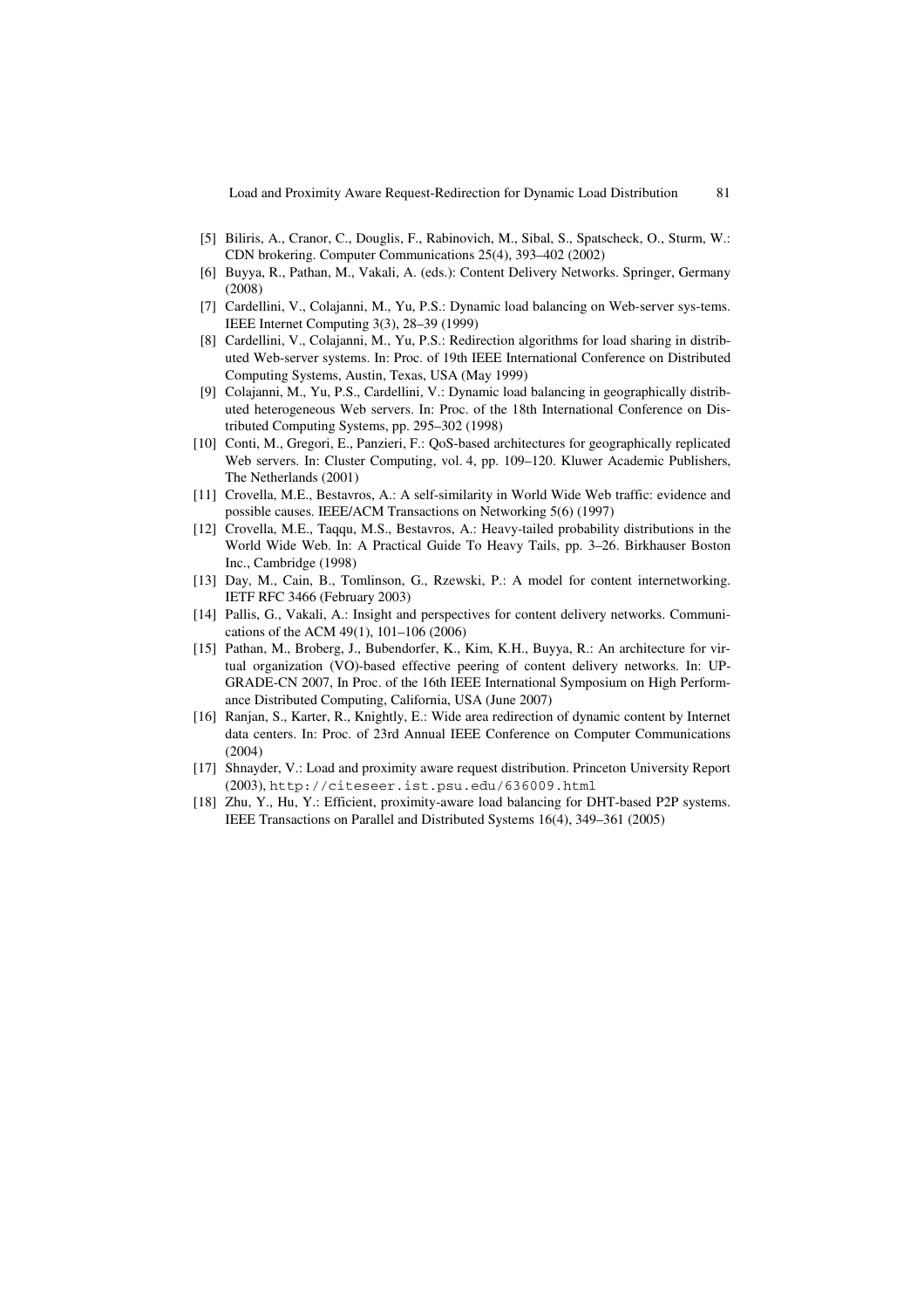[5] Biliris, A., Cranor, C., Douglis, F., Rabinovich, M., Sibal, S., Spatscheck, O., Sturm, W.: CDN brokering. Computer Communications 25(4), 393–402 (2002)

[6] Buyya, R., Pathan, M., Vakali, A. (eds.): Content Delivery Networks. Springer, Germany (2008)

[7] Cardellini, V., Colajanni, M., Yu, P.S.: Dynamic load balancing on Web-server sys-tems. IEEE Internet Computing 3(3), 28–39 (1999)

[8] Cardellini, V., Colajanni, M., Yu, P.S.: Redirection algorithms for load sharing in distributed Web-server systems. In: Proc. of 19th IEEE International Conference on Distributed Computing Systems, Austin, Texas, USA (May 1999)

[9] Colajanni, M., Yu, P.S., Cardellini, V.: Dynamic load balancing in geographically distributed heterogeneous Web servers. In: Proc. of the 18th International Conference on Distributed Computing Systems, pp. 295–302 (1998)

[10] Conti, M., Gregori, E., Panzieri, F.: QoS-based architectures for geographically replicated Web servers. In: Cluster Computing, vol. 4, pp. 109–120. Kluwer Academic Publishers, The Netherlands (2001)

[11] Crovella, M.E., Bestavros, A.: A self-similarity in World Wide Web traffic: evidence and possible causes. IEEE/ACM Transactions on Networking 5(6) (1997)

[12] Crovella, M.E., Taqqu, M.S., Bestavros, A.: Heavy-tailed probability distributions in the World Wide Web. In: A Practical Guide To Heavy Tails, pp. 3–26. Birkhauser Boston Inc., Cambridge (1998)

[13] Day, M., Cain, B., Tomlinson, G., Rzewski, P.: A model for content internetworking. IETF RFC 3466 (February 2003)

[14] Pallis, G., Vakali, A.: Insight and perspectives for content delivery networks. Communications of the ACM 49(1), 101–106 (2006)

[15] Pathan, M., Broberg, J., Bubendorfer, K., Kim, K.H., Buyya, R.: An architecture for virtual organization (VO)-based effective peering of content delivery networks. In: UPGRADE-CN 2007, In Proc. of the 16th IEEE International Symposium on High Performance Distributed Computing, California, USA (June 2007)

[16] Ranjan, S., Karter, R., Knightly, E.: Wide area redirection of dynamic content by Internet data centers. In: Proc. of 23rd Annual IEEE Conference on Computer Communications (2004)

[17] Shnayder, V.: Load and proximity aware request distribution. Princeton University Report (2003), http://citeseer.ist.psu.edu/636009.html

[18] Zhu, Y., Hu, Y.: Efficient, proximity-aware load balancing for DHT-based P2P systems. IEEE Transactions on Parallel and Distributed Systems 16(4), 349–361 (2005)